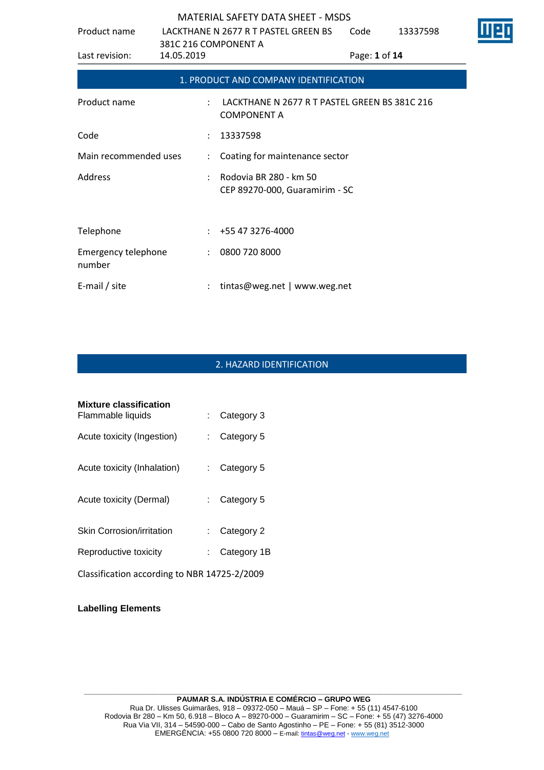# MATERIAL SAFETY DATA SHEET - MSDS

## 1. PRODUCT AND COMPANY IDENTIFICATION

| | | |
|---|---|---|
| Product name | : | LACKTHANE N 2677 R T PASTEL GREEN BS 381C 216 COMPONENT A |
| Code | : | 13337598 |
| Main recommended uses | : | Coating for maintenance sector |
| Address | : | Rodovia BR 280 - km 50<br>CEP 89270-000, Guaramirim - SC |
| Telephone | : | +55 47 3276-4000 |
| Emergency telephone number | : | 0800 720 8000 |
| E-mail / site | : | tintas@weg.net \| www.weg.net |

## 2. HAZARD IDENTIFICATION

**Mixture classification**

| | | |
|---|---|---|
| Flammable liquids | : | Category 3 |
| Acute toxicity (Ingestion) | : | Category 5 |
| Acute toxicity (Inhalation) | : | Category 5 |
| Acute toxicity (Dermal) | : | Category 5 |
| Skin Corrosion/irritation | : | Category 2 |
| Reproductive toxicity | : | Category 1B |

Classification according to NBR 14725-2/2009

**Labelling Elements**

**PAUMAR S.A. INDÚSTRIA E COMÉRCIO – GRUPO WEG**
Rua Dr. Ulisses Guimarães, 918 – 09372-050 – Mauá – SP – Fone: + 55 (11) 4547-6100
Rodovia Br 280 – Km 50, 6.918 – Bloco A – 89270-000 – Guaramirim – SC – Fone: + 55 (47) 3276-4000
Rua Via VII, 314 – 54590-000 – Cabo de Santo Agostinho – PE – Fone: + 55 (81) 3512-3000
EMERGÊNCIA: +55 0800 720 8000 – E-mail: tintas@weg.net - www.weg.net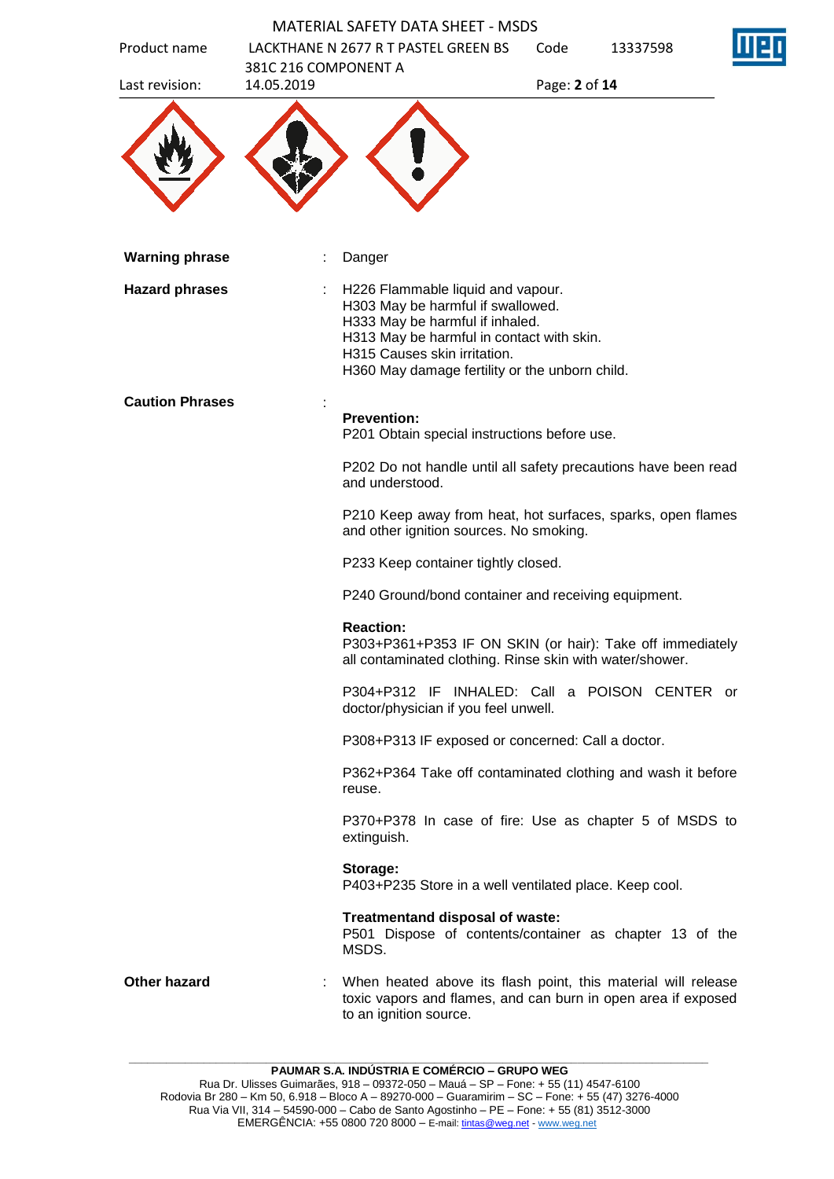**Warning phrase** : Danger

**Hazard phrases** : H226 Flammable liquid and vapour.
H303 May be harmful if swallowed.
H333 May be harmful if inhaled.
H313 May be harmful in contact with skin.
H315 Causes skin irritation.
H360 May damage fertility or the unborn child.

**Caution Phrases** :

**Prevention:**
P201 Obtain special instructions before use.

P202 Do not handle until all safety precautions have been read and understood.

P210 Keep away from heat, hot surfaces, sparks, open flames and other ignition sources. No smoking.

P233 Keep container tightly closed.

P240 Ground/bond container and receiving equipment.

**Reaction:**
P303+P361+P353 IF ON SKIN (or hair): Take off immediately all contaminated clothing. Rinse skin with water/shower.

P304+P312 IF INHALED: Call a POISON CENTER or doctor/physician if you feel unwell.

P308+P313 IF exposed or concerned: Call a doctor.

P362+P364 Take off contaminated clothing and wash it before reuse.

P370+P378 In case of fire: Use as chapter 5 of MSDS to extinguish.

**Storage:**
P403+P235 Store in a well ventilated place. Keep cool.

**Treatmentand disposal of waste:**
P501 Dispose of contents/container as chapter 13 of the MSDS.

**Other hazard** : When heated above its flash point, this material will release toxic vapors and flames, and can burn in open area if exposed to an ignition source.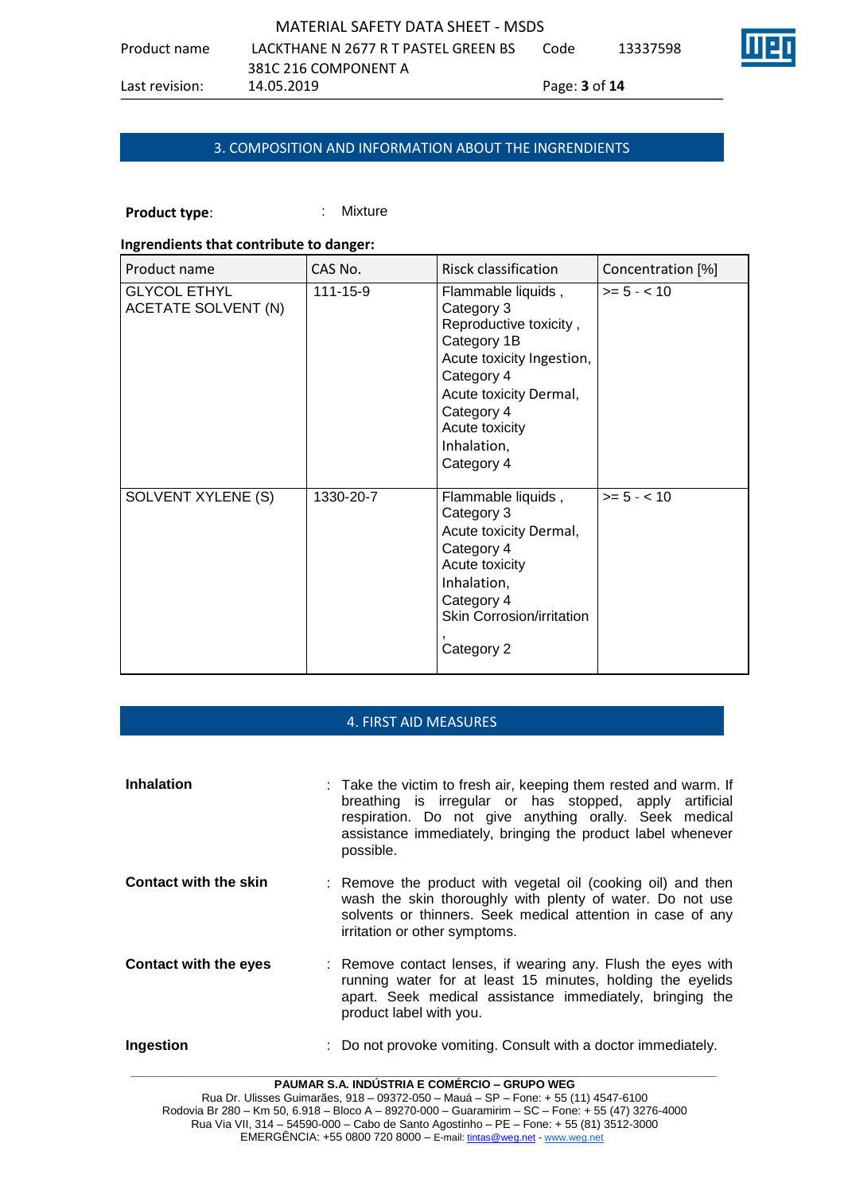## 3. COMPOSITION AND INFORMATION ABOUT THE INGRENDIENTS

**Product type**: : Mixture

**Ingrendients that contribute to danger:**

| Product name | CAS No. | Risck classification | Concentration [%] |
|---|---|---|---|
| GLYCOL ETHYL ACETATE SOLVENT (N) | 111-15-9 | Flammable liquids , Category 3<br>Reproductive toxicity , Category 1B<br>Acute toxicity Ingestion, Category 4<br>Acute toxicity Dermal, Category 4<br>Acute toxicity Inhalation, Category 4 | >= 5 - < 10 |
| SOLVENT XYLENE (S) | 1330-20-7 | Flammable liquids , Category 3<br>Acute toxicity Dermal, Category 4<br>Acute toxicity Inhalation, Category 4<br>Skin Corrosion/irritation , Category 2 | >= 5 - < 10 |

## 4. FIRST AID MEASURES

**Inhalation** : Take the victim to fresh air, keeping them rested and warm. If breathing is irregular or has stopped, apply artificial respiration. Do not give anything orally. Seek medical assistance immediately, bringing the product label whenever possible.

**Contact with the skin** : Remove the product with vegetal oil (cooking oil) and then wash the skin thoroughly with plenty of water. Do not use solvents or thinners. Seek medical attention in case of any irritation or other symptoms.

**Contact with the eyes** : Remove contact lenses, if wearing any. Flush the eyes with running water for at least 15 minutes, holding the eyelids apart. Seek medical assistance immediately, bringing the product label with you.

**Ingestion** : Do not provoke vomiting. Consult with a doctor immediately.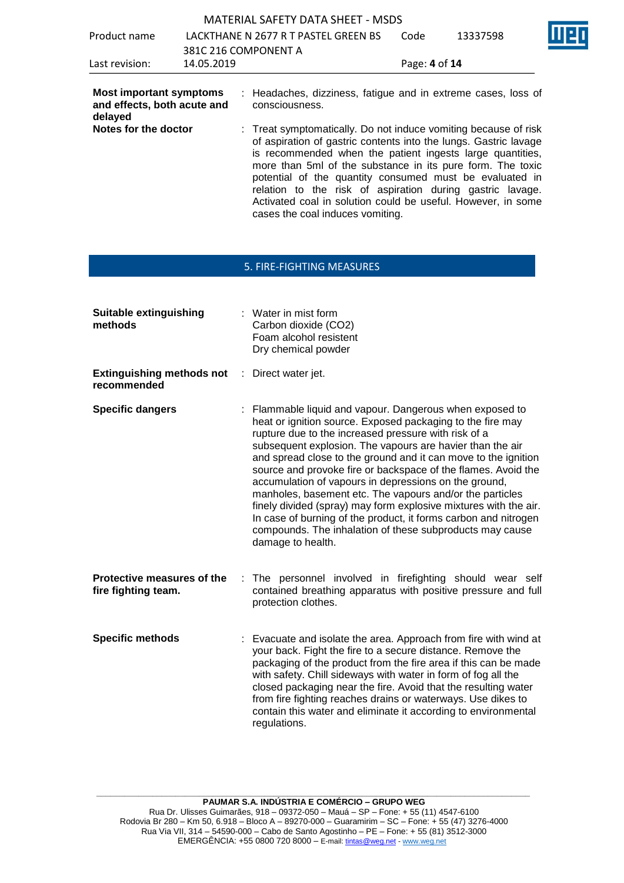**Most important symptoms and effects, both acute and delayed** : Headaches, dizziness, fatigue and in extreme cases, loss of consciousness.

**Notes for the doctor** : Treat symptomatically. Do not induce vomiting because of risk of aspiration of gastric contents into the lungs. Gastric lavage is recommended when the patient ingests large quantities, more than 5ml of the substance in its pure form. The toxic potential of the quantity consumed must be evaluated in relation to the risk of aspiration during gastric lavage. Activated coal in solution could be useful. However, in some cases the coal induces vomiting.

## 5. FIRE-FIGHTING MEASURES

**Suitable extinguishing methods** : Water in mist form
Carbon dioxide ($CO_2$)
Foam alcohol resistent
Dry chemical powder

**Extinguishing methods not recommended** : Direct water jet.

**Specific dangers** : Flammable liquid and vapour. Dangerous when exposed to heat or ignition source. Exposed packaging to the fire may rupture due to the increased pressure with risk of a subsequent explosion. The vapours are havier than the air and spread close to the ground and it can move to the ignition source and provoke fire or backspace of the flames. Avoid the accumulation of vapours in depressions on the ground, manholes, basement etc. The vapours and/or the particles finely divided (spray) may form explosive mixtures with the air. In case of burning of the product, it forms carbon and nitrogen compounds. The inhalation of these subproducts may cause damage to health.

**Protective measures of the fire fighting team.** : The personnel involved in firefighting should wear self contained breathing apparatus with positive pressure and full protection clothes.

**Specific methods** : Evacuate and isolate the area. Approach from fire with wind at your back. Fight the fire to a secure distance. Remove the packaging of the product from the fire area if this can be made with safety. Chill sideways with water in form of fog all the closed packaging near the fire. Avoid that the resulting water from fire fighting reaches drains or waterways. Use dikes to contain this water and eliminate it according to environmental regulations.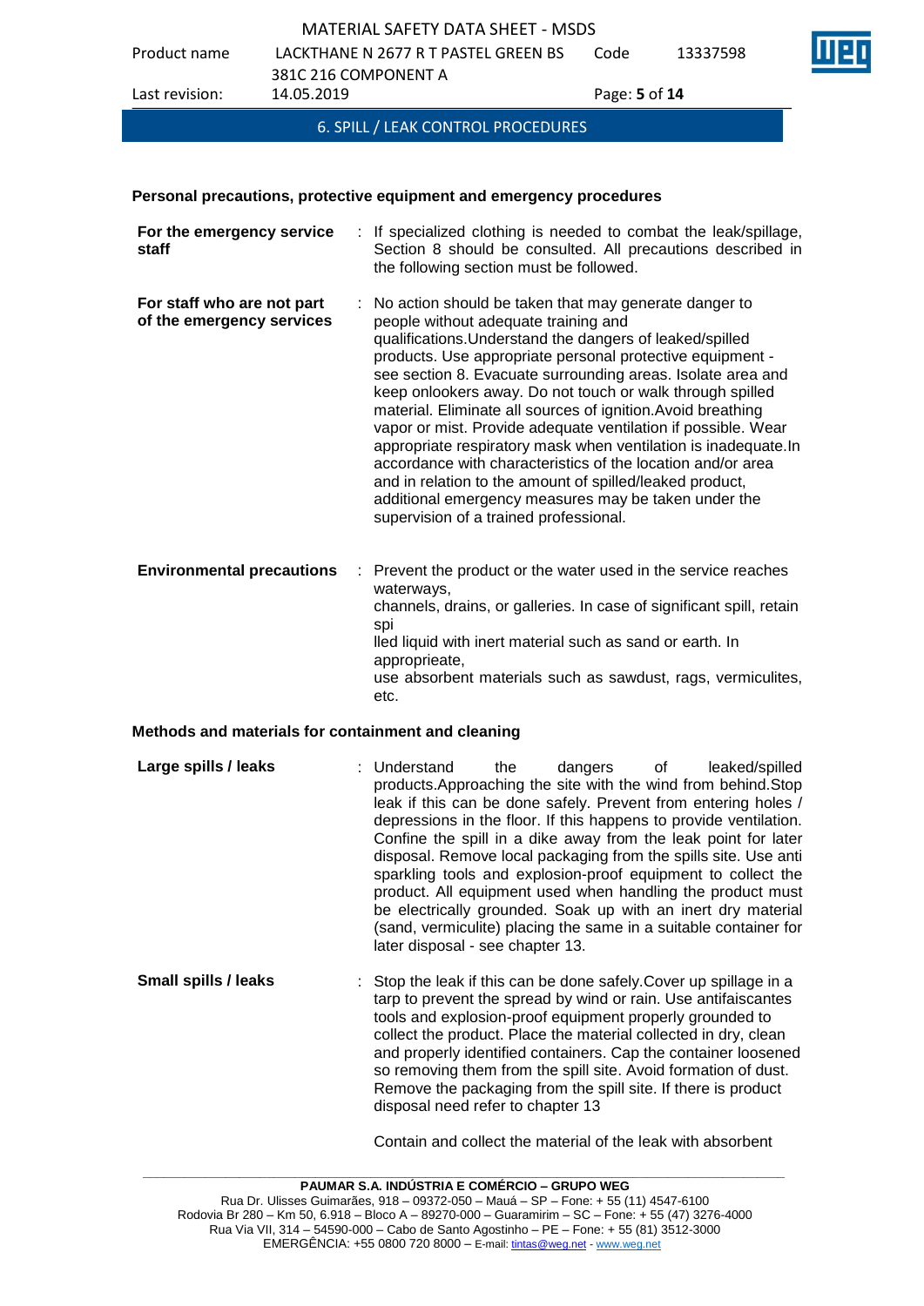## 6. SPILL / LEAK CONTROL PROCEDURES

**Personal precautions, protective equipment and emergency procedures**

**For the emergency service staff** : If specialized clothing is needed to combat the leak/spillage, Section 8 should be consulted. All precautions described in the following section must be followed.

**For staff who are not part of the emergency services** : No action should be taken that may generate danger to people without adequate training and qualifications.Understand the dangers of leaked/spilled products. Use appropriate personal protective equipment - see section 8. Evacuate surrounding areas. Isolate area and keep onlookers away. Do not touch or walk through spilled material. Eliminate all sources of ignition.Avoid breathing vapor or mist. Provide adequate ventilation if possible. Wear appropriate respiratory mask when ventilation is inadequate.In accordance with characteristics of the location and/or area and in relation to the amount of spilled/leaked product, additional emergency measures may be taken under the supervision of a trained professional.

**Environmental precautions** : Prevent the product or the water used in the service reaches waterways,
channels, drains, or galleries. In case of significant spill, retain spi
lled liquid with inert material such as sand or earth. In appropprieate,
use absorbent materials such as sawdust, rags, vermiculites, etc.

**Methods and materials for containment and cleaning**

**Large spills / leaks** : Understand the dangers of leaked/spilled products.Approaching the site with the wind from behind.Stop leak if this can be done safely. Prevent from entering holes / depressions in the floor. If this happens to provide ventilation. Confine the spill in a dike away from the leak point for later disposal. Remove local packaging from the spills site. Use anti sparkling tools and explosion-proof equipment to collect the product. All equipment used when handling the product must be electrically grounded. Soak up with an inert dry material (sand, vermiculite) placing the same in a suitable container for later disposal - see chapter 13.

**Small spills / leaks** : Stop the leak if this can be done safely.Cover up spillage in a tarp to prevent the spread by wind or rain. Use antifaiscantes tools and explosion-proof equipment properly grounded to collect the product. Place the material collected in dry, clean and properly identified containers. Cap the container loosened so removing them from the spill site. Avoid formation of dust. Remove the packaging from the spill site. If there is product disposal need refer to chapter 13

Contain and collect the material of the leak with absorbent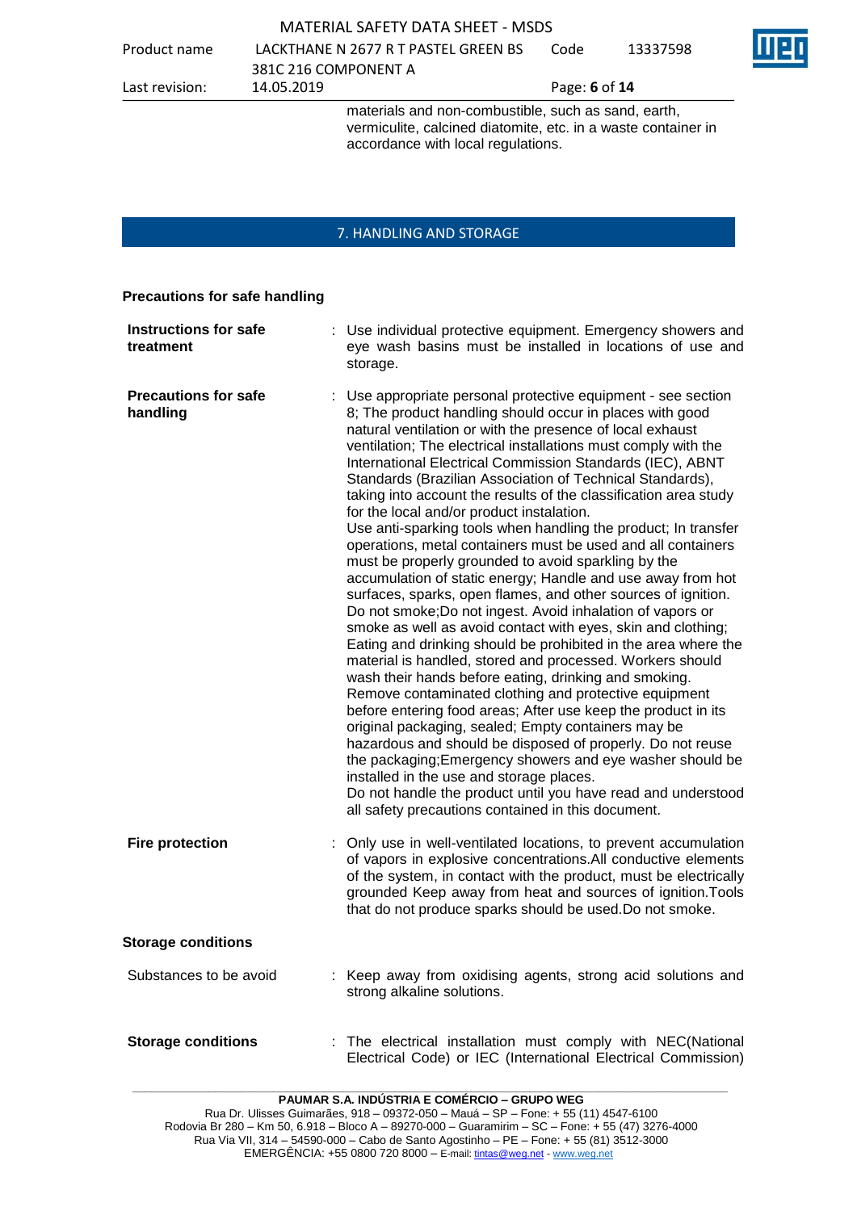materials and non-combustible, such as sand, earth, vermiculite, calcined diatomite, etc. in a waste container in accordance with local regulations.

## 7. HANDLING AND STORAGE

### Precautions for safe handling

**Instructions for safe treatment** : Use individual protective equipment. Emergency showers and eye wash basins must be installed in locations of use and storage.

**Precautions for safe handling** : Use appropriate personal protective equipment - see section 8; The product handling should occur in places with good natural ventilation or with the presence of local exhaust ventilation; The electrical installations must comply with the International Electrical Commission Standards (IEC), ABNT Standards (Brazilian Association of Technical Standards), taking into account the results of the classification area study for the local and/or product instalation.
Use anti-sparking tools when handling the product; In transfer operations, metal containers must be used and all containers must be properly grounded to avoid sparkling by the accumulation of static energy; Handle and use away from hot surfaces, sparks, open flames, and other sources of ignition. Do not smoke;Do not ingest. Avoid inhalation of vapors or smoke as well as avoid contact with eyes, skin and clothing; Eating and drinking should be prohibited in the area where the material is handled, stored and processed. Workers should wash their hands before eating, drinking and smoking. Remove contaminated clothing and protective equipment before entering food areas; After use keep the product in its original packaging, sealed; Empty containers may be hazardous and should be disposed of properly. Do not reuse the packaging;Emergency showers and eye washer should be installed in the use and storage places.
Do not handle the product until you have read and understood all safety precautions contained in this document.

**Fire protection** : Only use in well-ventilated locations, to prevent accumulation of vapors in explosive concentrations.All conductive elements of the system, in contact with the product, must be electrically grounded Keep away from heat and sources of ignition.Tools that do not produce sparks should be used.Do not smoke.

### Storage conditions

Substances to be avoid : Keep away from oxidising agents, strong acid solutions and strong alkaline solutions.

**Storage conditions** : The electrical installation must comply with NEC(National Electrical Code) or IEC (International Electrical Commission)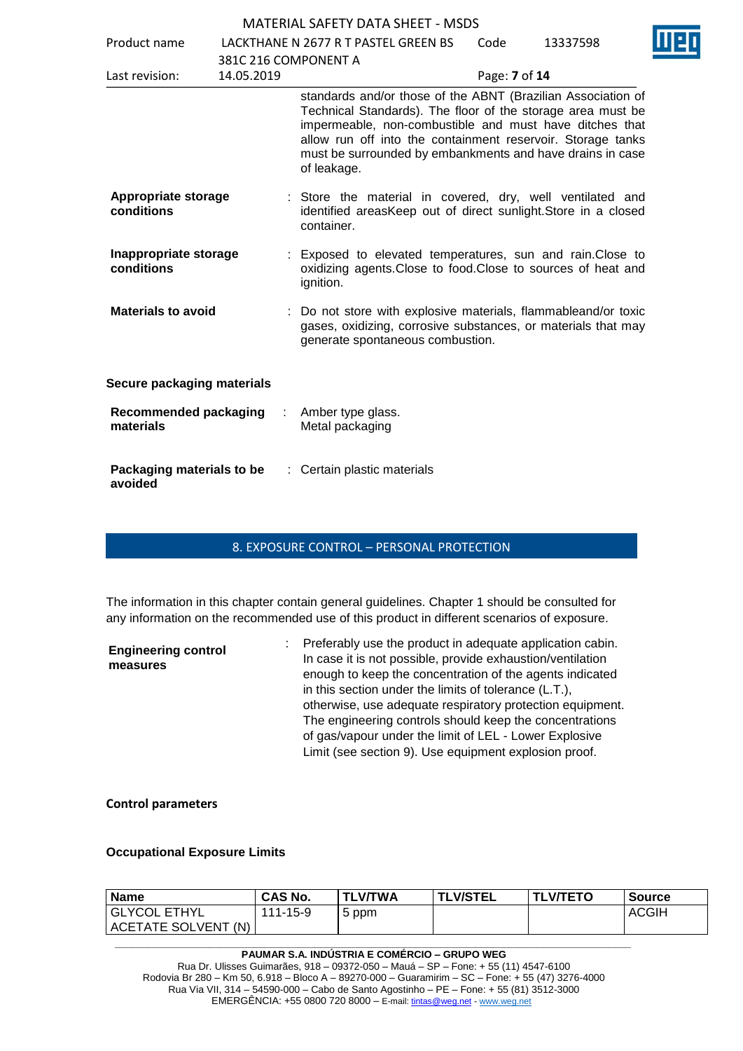standards and/or those of the ABNT (Brazilian Association of Technical Standards). The floor of the storage area must be impermeable, non-combustible and must have ditches that allow run off into the containment reservoir. Storage tanks must be surrounded by embankments and have drains in case of leakage.

**Appropriate storage conditions** : Store the material in covered, dry, well ventilated and identified areasKeep out of direct sunlight.Store in a closed container.

**Inappropriate storage conditions** : Exposed to elevated temperatures, sun and rain.Close to oxidizing agents.Close to food.Close to sources of heat and ignition.

**Materials to avoid** : Do not store with explosive materials, flammableand/or toxic gases, oxidizing, corrosive substances, or materials that may generate spontaneous combustion.

**Secure packaging materials**

**Recommended packaging materials** : Amber type glass. Metal packaging

**Packaging materials to be avoided** : Certain plastic materials

## 8. EXPOSURE CONTROL – PERSONAL PROTECTION

The information in this chapter contain general guidelines. Chapter 1 should be consulted for any information on the recommended use of this product in different scenarios of exposure.

**Engineering control measures** : Preferably use the product in adequate application cabin. In case it is not possible, provide exhaustion/ventilation enough to keep the concentration of the agents indicated in this section under the limits of tolerance (L.T.), otherwise, use adequate respiratory protection equipment. The engineering controls should keep the concentrations of gas/vapour under the limit of LEL - Lower Explosive Limit (see section 9). Use equipment explosion proof.

**Control parameters**

**Occupational Exposure Limits**

| Name | CAS No. | TLV/TWA | TLV/STEL | TLV/TETO | Source |
|---|---|---|---|---|---|
| GLYCOL ETHYL ACETATE SOLVENT (N) | 111-15-9 | 5 ppm | | | ACGIH |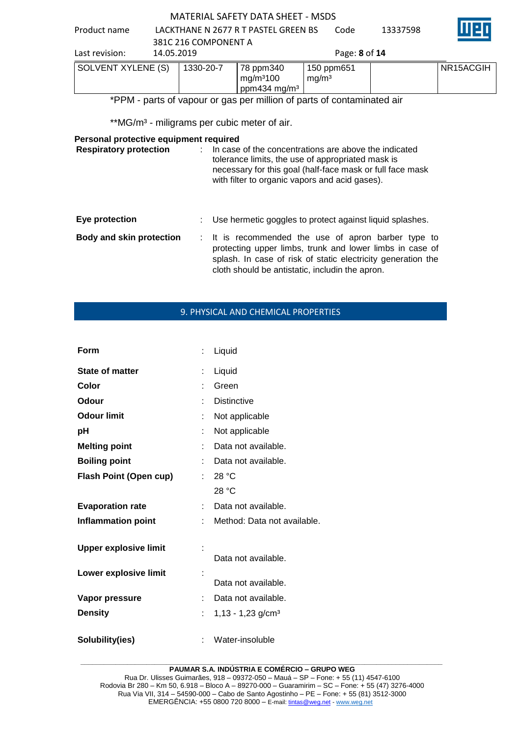| SOLVENT XYLENE (S) | 1330-20-7 | 78 ppm340 mg/m³100 ppm434 mg/m³ | 150 ppm651 mg/m³ | | NR15ACGIH |
|---|---|---|---|---|---|

*PPM - parts of vapour or gas per million of parts of contaminated air

**MG/m³ - miligrams per cubic meter of air.

**Personal protective equipment required**

**Respiratory protection** : In case of the concentrations are above the indicated tolerance limits, the use of appropriated mask is necessary for this goal (half-face mask or full face mask with filter to organic vapors and acid gases).

**Eye protection** : Use hermetic goggles to protect against liquid splashes.

**Body and skin protection** : It is recommended the use of apron barber type to protecting upper limbs, trunk and lower limbs in case of splash. In case of risk of static electricity generation the cloth should be antistatic, includin the apron.

## 9. PHYSICAL AND CHEMICAL PROPERTIES

**Form** : Liquid

**State of matter** : Liquid

**Color** : Green

**Odour** : Distinctive

**Odour limit** : Not applicable

**pH** : Not applicable

**Melting point** : Data not available.

**Boiling point** : Data not available.

**Flash Point (Open cup)** : 28 °C

28 °C

**Evaporation rate** : Data not available.

**Inflammation point** : Method: Data not available.

**Upper explosive limit** : Data not available.

**Lower explosive limit** : Data not available.

**Vapor pressure** : Data not available.

**Density** : 1,13 - 1,23 g/cm³

**Solubility(ies)** : Water-insoluble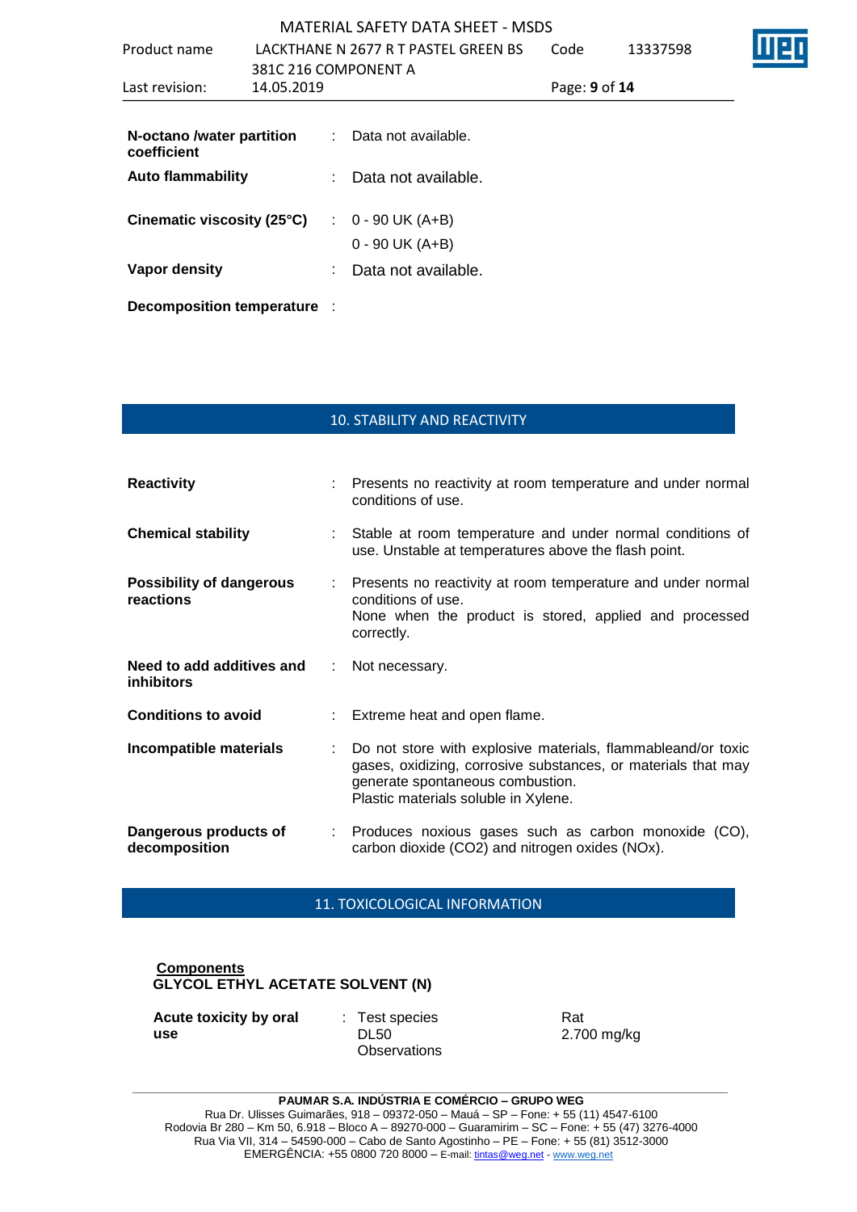| | | |
|---|---|---|
| **N-octano /water partition coefficient** | : | Data not available. |
| **Auto flammability** | : | Data not available. |
| **Cinematic viscosity (25°C)** | : | 0 - 90 UK (A+B)<br>0 - 90 UK (A+B) |
| **Vapor density** | : | Data not available. |
| **Decomposition temperature** | : | |

## 10. STABILITY AND REACTIVITY

| | | |
|---|---|---|
| **Reactivity** | : | Presents no reactivity at room temperature and under normal conditions of use. |
| **Chemical stability** | : | Stable at room temperature and under normal conditions of use. Unstable at temperatures above the flash point. |
| **Possibility of dangerous reactions** | : | Presents no reactivity at room temperature and under normal conditions of use.<br>None when the product is stored, applied and processed correctly. |
| **Need to add additives and inhibitors** | : | Not necessary. |
| **Conditions to avoid** | : | Extreme heat and open flame. |
| **Incompatible materials** | : | Do not store with explosive materials, flammableand/or toxic gases, oxidizing, corrosive substances, or materials that may generate spontaneous combustion.<br>Plastic materials soluble in Xylene. |
| **Dangerous products of decomposition** | : | Produces noxious gases such as carbon monoxide (CO), carbon dioxide ($CO_2$) and nitrogen oxides (NOx). |

## 11. TOXICOLOGICAL INFORMATION

**Components**

**GLYCOL ETHYL ACETATE SOLVENT (N)**

| | | | |
|---|---|---|---|
| **Acute toxicity by oral use** | : | Test species<br>DL50<br>Observations | Rat<br>2.700 mg/kg |

**PAUMAR S.A. INDÚSTRIA E COMÉRCIO – GRUPO WEG**
Rua Dr. Ulisses Guimarães, 918 – 09372-050 – Mauá – SP – Fone: + 55 (11) 4547-6100
Rodovia Br 280 – Km 50, 6.918 – Bloco A – 89270-000 – Guaramirim – SC – Fone: + 55 (47) 3276-4000
Rua Via VII, 314 – 54590-000 – Cabo de Santo Agostinho – PE – Fone: + 55 (81) 3512-3000
EMERGÊNCIA: +55 0800 720 8000 – E-mail: tintas@weg.net - www.weg.net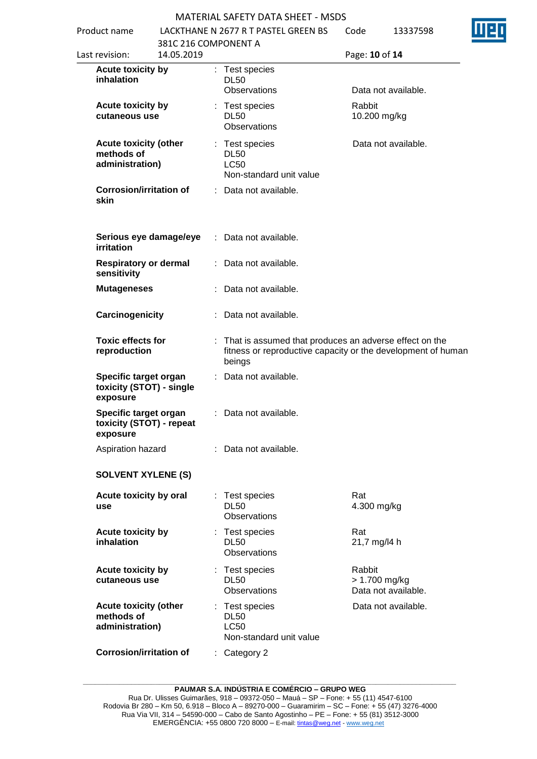| | | | |
|---|---|---|---|
| **Acute toxicity by inhalation** | : | Test species<br>DL50<br>Observations | <br><br>Data not available. |
| **Acute toxicity by cutaneous use** | : | Test species<br>DL50<br>Observations | Rabbit<br>10.200 mg/kg |
| **Acute toxicity (other methods of administration)** | : | Test species<br>DL50<br>LC50<br>Non-standard unit value | Data not available. |
| **Corrosion/irritation of skin** | : | Data not available. | |
| **Serious eye damage/eye irritation** | : | Data not available. | |
| **Respiratory or dermal sensitivity** | : | Data not available. | |
| **Mutageneses** | : | Data not available. | |
| **Carcinogenicity** | : | Data not available. | |
| **Toxic effects for reproduction** | : | That is assumed that produces an adverse effect on the fitness or reproductive capacity or the development of human beings | |
| **Specific target organ toxicity (STOT) - single exposure** | : | Data not available. | |
| **Specific target organ toxicity (STOT) - repeat exposure** | : | Data not available. | |
| Aspiration hazard | : | Data not available. | |

**SOLVENT XYLENE (S)**

| | | | |
|---|---|---|---|
| **Acute toxicity by oral use** | : | Test species<br>DL50<br>Observations | Rat<br>4.300 mg/kg |
| **Acute toxicity by inhalation** | : | Test species<br>DL50<br>Observations | Rat<br>21,7 mg/l4 h |
| **Acute toxicity by cutaneous use** | : | Test species<br>DL50<br>Observations | Rabbit<br>> 1.700 mg/kg<br>Data not available. |
| **Acute toxicity (other methods of administration)** | : | Test species<br>DL50<br>LC50<br>Non-standard unit value | Data not available. |
| **Corrosion/irritation of** | : | Category 2 | |

**PAUMAR S.A. INDÚSTRIA E COMÉRCIO – GRUPO WEG**
Rua Dr. Ulisses Guimarães, 918 – 09372-050 – Mauá – SP – Fone: + 55 (11) 4547-6100
Rodovia Br 280 – Km 50, 6.918 – Bloco A – 89270-000 – Guaramirim – SC – Fone: + 55 (47) 3276-4000
Rua Via VII, 314 – 54590-000 – Cabo de Santo Agostinho – PE – Fone: + 55 (81) 3512-3000
EMERGÊNCIA: +55 0800 720 8000 – E-mail: tintas@weg.net - www.weg.net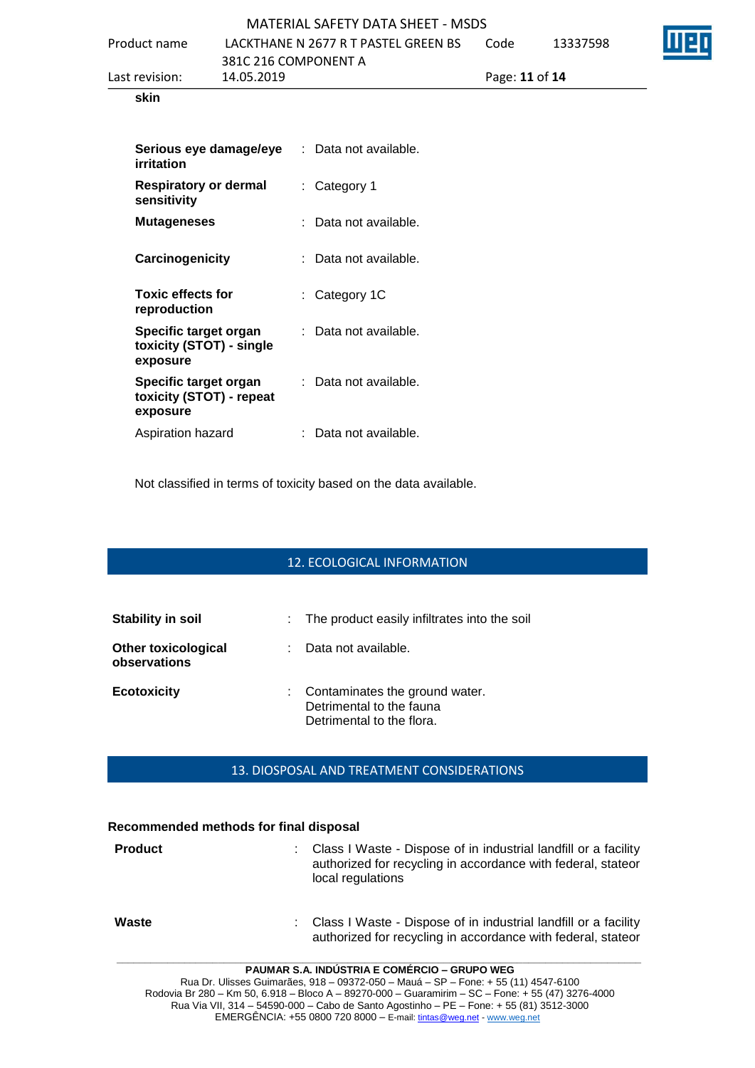skin

| | | |
|---|---|---|
| **Serious eye damage/eye irritation** | : | Data not available. |
| **Respiratory or dermal sensitivity** | : | Category 1 |
| **Mutageneses** | : | Data not available. |
| **Carcinogenicity** | : | Data not available. |
| **Toxic effects for reproduction** | : | Category 1C |
| **Specific target organ toxicity (STOT) - single exposure** | : | Data not available. |
| **Specific target organ toxicity (STOT) - repeat exposure** | : | Data not available. |
| Aspiration hazard | : | Data not available. |

Not classified in terms of toxicity based on the data available.

## 12. ECOLOGICAL INFORMATION

| | | |
|---|---|---|
| **Stability in soil** | : | The product easily infiltrates into the soil |
| **Other toxicological observations** | : | Data not available. |
| **Ecotoxicity** | : | Contaminates the ground water.<br>Detrimental to the fauna<br>Detrimental to the flora. |

## 13. DIOSPOSAL AND TREATMENT CONSIDERATIONS

**Recommended methods for final disposal**

| | | |
|---|---|---|
| **Product** | : | Class I Waste - Dispose of in industrial landfill or a facility authorized for recycling in accordance with federal, stateor local regulations |
| **Waste** | : | Class I Waste - Dispose of in industrial landfill or a facility authorized for recycling in accordance with federal, stateor |

**PAUMAR S.A. INDÚSTRIA E COMÉRCIO – GRUPO WEG**
Rua Dr. Ulisses Guimarães, 918 – 09372-050 – Mauá – SP – Fone: + 55 (11) 4547-6100
Rodovia Br 280 – Km 50, 6.918 – Bloco A – 89270-000 – Guaramirim – SC – Fone: + 55 (47) 3276-4000
Rua Via VII, 314 – 54590-000 – Cabo de Santo Agostinho – PE – Fone: + 55 (81) 3512-3000
EMERGÊNCIA: +55 0800 720 8000 – E-mail: tintas@weg.net - www.weg.net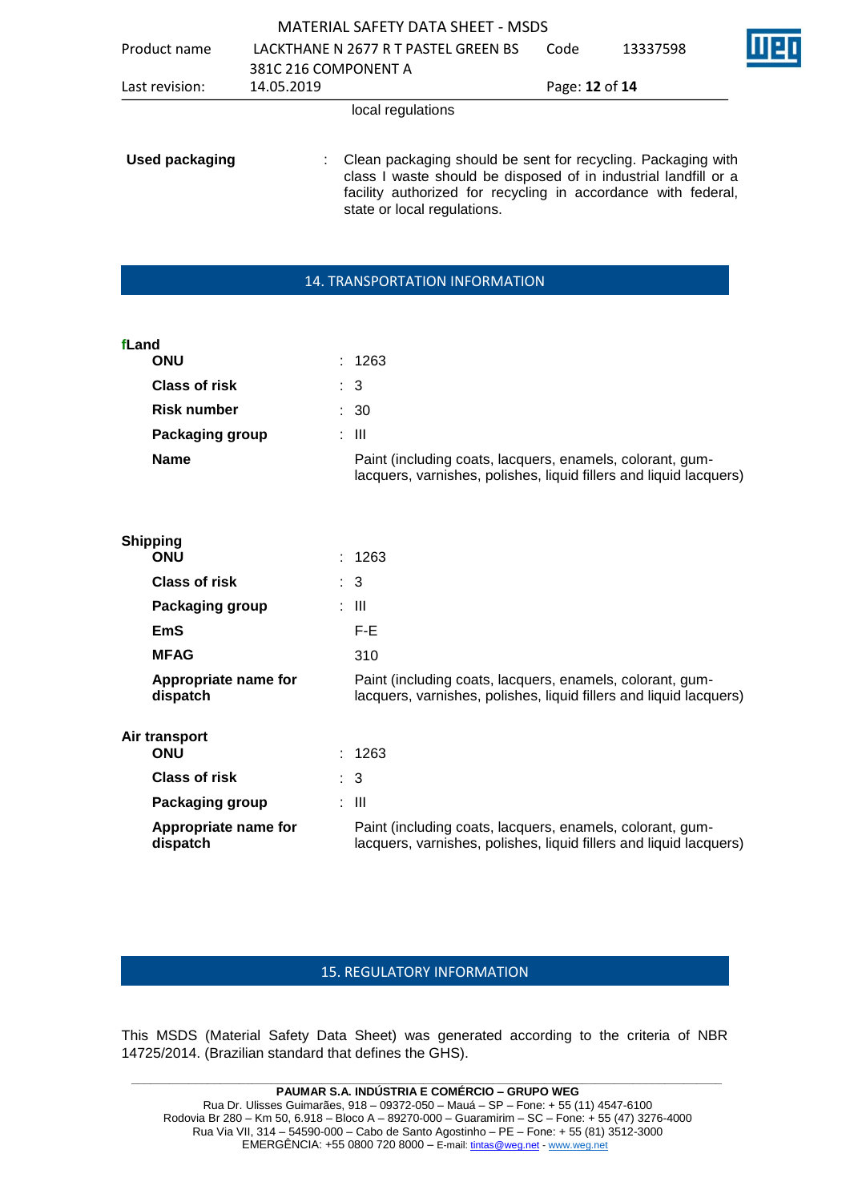local regulations

**Used packaging** : Clean packaging should be sent for recycling. Packaging with class I waste should be disposed of in industrial landfill or a facility authorized for recycling in accordance with federal, state or local regulations.

## 14. TRANSPORTATION INFORMATION

**fLand**

| | |
|---|---|
| **ONU** | : 1263 |
| **Class of risk** | : 3 |
| **Risk number** | : 30 |
| **Packaging group** | : III |
| **Name** | Paint (including coats, lacquers, enamels, colorant, gum-lacquers, varnishes, polishes, liquid fillers and liquid lacquers) |

**Shipping**

| | |
|---|---|
| **ONU** | : 1263 |
| **Class of risk** | : 3 |
| **Packaging group** | : III |
| **EmS** | F-E |
| **MFAG** | 310 |
| **Appropriate name for dispatch** | Paint (including coats, lacquers, enamels, colorant, gum-lacquers, varnishes, polishes, liquid fillers and liquid lacquers) |

**Air transport**

| | |
|---|---|
| **ONU** | : 1263 |
| **Class of risk** | : 3 |
| **Packaging group** | : III |
| **Appropriate name for dispatch** | Paint (including coats, lacquers, enamels, colorant, gum-lacquers, varnishes, polishes, liquid fillers and liquid lacquers) |

## 15. REGULATORY INFORMATION

This MSDS (Material Safety Data Sheet) was generated according to the criteria of NBR 14725/2014. (Brazilian standard that defines the GHS).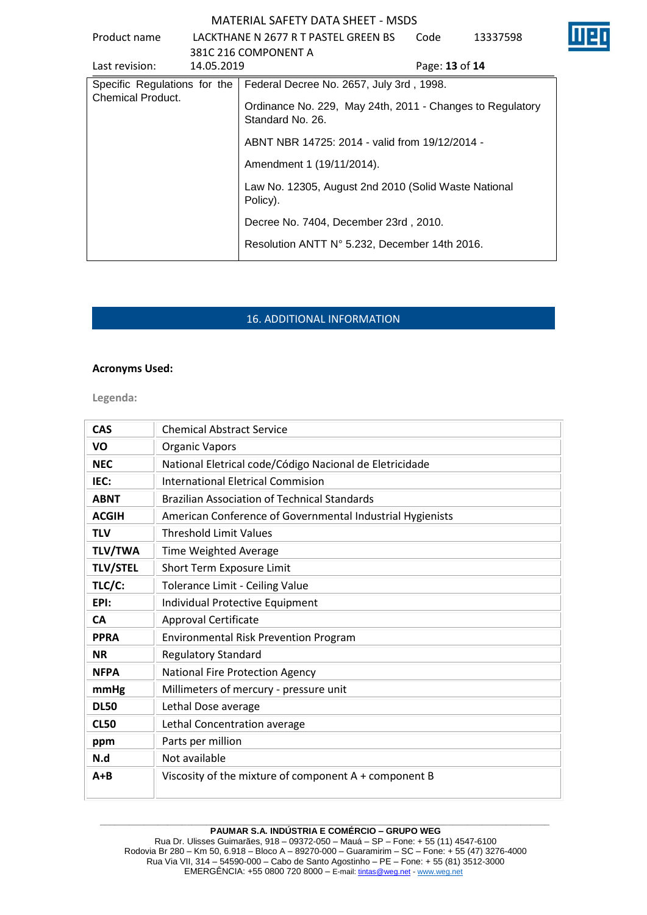| Specific Regulations for the Chemical Product. | Federal Decree No. 2657, July 3rd , 1998.<br><br>Ordinance No. 229, May 24th, 2011 - Changes to Regulatory Standard No. 26.<br><br>ABNT NBR 14725: 2014 - valid from 19/12/2014 -<br><br>Amendment 1 (19/11/2014).<br><br>Law No. 12305, August 2nd 2010 (Solid Waste National Policy).<br><br>Decree No. 7404, December 23rd , 2010.<br><br>Resolution ANTT N° 5.232, December 14th 2016. |
|---|---|

## 16. ADDITIONAL INFORMATION

**Acronyms Used:**

**Legenda:**

| | |
|---|---|
| **CAS** | Chemical Abstract Service |
| **VO** | Organic Vapors |
| **NEC** | National Eletrical code/Código Nacional de Eletricidade |
| **IEC:** | International Eletrical Commision |
| **ABNT** | Brazilian Association of Technical Standards |
| **ACGIH** | American Conference of Governmental Industrial Hygienists |
| **TLV** | Threshold Limit Values |
| **TLV/TWA** | Time Weighted Average |
| **TLV/STEL** | Short Term Exposure Limit |
| **TLC/C:** | Tolerance Limit - Ceiling Value |
| **EPI:** | Individual Protective Equipment |
| **CA** | Approval Certificate |
| **PPRA** | Environmental Risk Prevention Program |
| **NR** | Regulatory Standard |
| **NFPA** | National Fire Protection Agency |
| **mmHg** | Millimeters of mercury - pressure unit |
| **DL50** | Lethal Dose average |
| **CL50** | Lethal Concentration average |
| **ppm** | Parts per million |
| **N.d** | Not available |
| **A+B** | Viscosity of the mixture of component A + component B |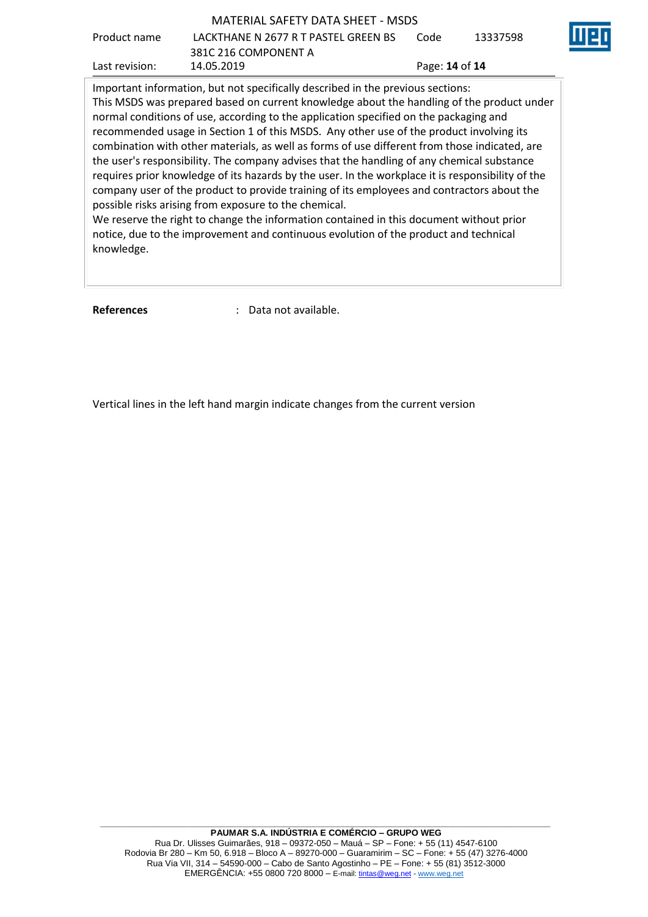Important information, but not specifically described in the previous sections:
This MSDS was prepared based on current knowledge about the handling of the product under normal conditions of use, according to the application specified on the packaging and recommended usage in Section 1 of this MSDS. Any other use of the product involving its combination with other materials, as well as forms of use different from those indicated, are the user's responsibility. The company advises that the handling of any chemical substance requires prior knowledge of its hazards by the user. In the workplace it is responsibility of the company user of the product to provide training of its employees and contractors about the possible risks arising from exposure to the chemical.
We reserve the right to change the information contained in this document without prior notice, due to the improvement and continuous evolution of the product and technical knowledge.

**References** : Data not available.

Vertical lines in the left hand margin indicate changes from the current version